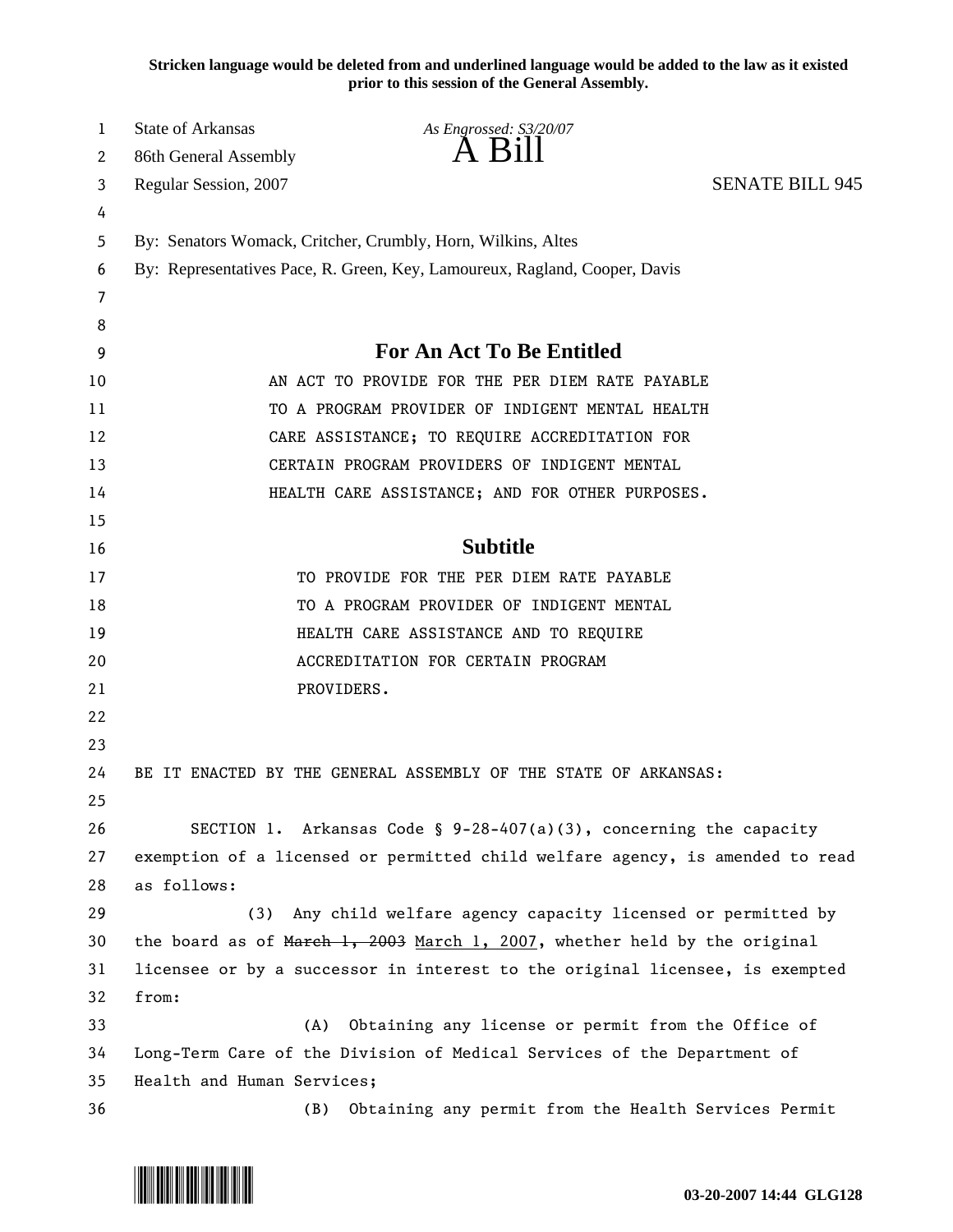**Stricken language would be deleted from and underlined language would be added to the law as it existed prior to this session of the General Assembly.**

State of Arkansas *As Engrossed: S3/20/07*
86th General Assembly **A Bill**
Regular Session, 2007 SENATE BILL 945

By: Senators Womack, Critcher, Crumbly, Horn, Wilkins, Altes
By: Representatives Pace, R. Green, Key, Lamoureux, Ragland, Cooper, Davis

## For An Act To Be Entitled

AN ACT TO PROVIDE FOR THE PER DIEM RATE PAYABLE TO A PROGRAM PROVIDER OF INDIGENT MENTAL HEALTH CARE ASSISTANCE; TO REQUIRE ACCREDITATION FOR CERTAIN PROGRAM PROVIDERS OF INDIGENT MENTAL HEALTH CARE ASSISTANCE; AND FOR OTHER PURPOSES.

## Subtitle

TO PROVIDE FOR THE PER DIEM RATE PAYABLE TO A PROGRAM PROVIDER OF INDIGENT MENTAL HEALTH CARE ASSISTANCE AND TO REQUIRE ACCREDITATION FOR CERTAIN PROGRAM PROVIDERS.

BE IT ENACTED BY THE GENERAL ASSEMBLY OF THE STATE OF ARKANSAS:

SECTION 1. Arkansas Code § 9-28-407(a)(3), concerning the capacity exemption of a licensed or permitted child welfare agency, is amended to read as follows:

(3) Any child welfare agency capacity licensed or permitted by the board as of ~~March 1, 2003~~ <u>March 1, 2007</u>, whether held by the original licensee or by a successor in interest to the original licensee, is exempted from:

(A) Obtaining any license or permit from the Office of Long-Term Care of the Division of Medical Services of the Department of Health and Human Services;

(B) Obtaining any permit from the Health Services Permit

03-20-2007 14:44 GLG128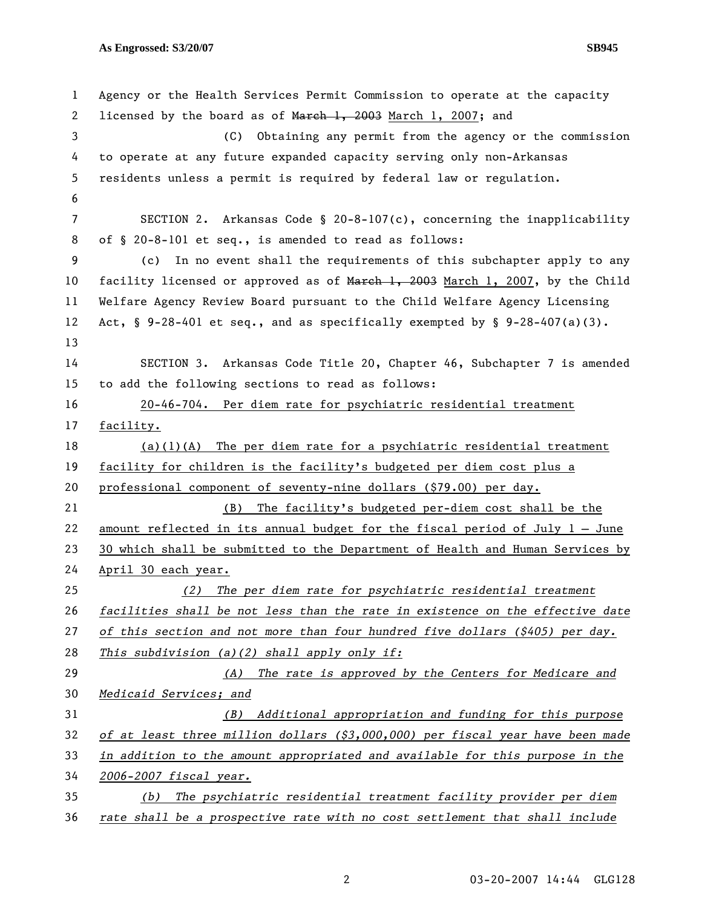Agency or the Health Services Permit Commission to operate at the capacity licensed by the board as of ~~March 1, 2003~~ March 1, 2007; and

(C) Obtaining any permit from the agency or the commission to operate at any future expanded capacity serving only non-Arkansas residents unless a permit is required by federal law or regulation.

SECTION 2. Arkansas Code § 20-8-107(c), concerning the inapplicability of § 20-8-101 et seq., is amended to read as follows:

(c) In no event shall the requirements of this subchapter apply to any facility licensed or approved as of ~~March 1, 2003~~ March 1, 2007, by the Child Welfare Agency Review Board pursuant to the Child Welfare Agency Licensing Act, § 9-28-401 et seq., and as specifically exempted by § 9-28-407(a)(3).

SECTION 3. Arkansas Code Title 20, Chapter 46, Subchapter 7 is amended to add the following sections to read as follows:

20-46-704. Per diem rate for psychiatric residential treatment facility.

(a)(1)(A) The per diem rate for a psychiatric residential treatment facility for children is the facility's budgeted per diem cost plus a professional component of seventy-nine dollars ($79.00) per day.

(B) The facility's budgeted per-diem cost shall be the amount reflected in its annual budget for the fiscal period of July 1 – June 30 which shall be submitted to the Department of Health and Human Services by April 30 each year.

*(2) The per diem rate for psychiatric residential treatment facilities shall be not less than the rate in existence on the effective date of this section and not more than four hundred five dollars ($405) per day. This subdivision (a)(2) shall apply only if:*

*(A) The rate is approved by the Centers for Medicare and Medicaid Services; and*

*(B) Additional appropriation and funding for this purpose of at least three million dollars ($3,000,000) per fiscal year have been made in addition to the amount appropriated and available for this purpose in the 2006-2007 fiscal year.*

*(b) The psychiatric residential treatment facility provider per diem rate shall be a prospective rate with no cost settlement that shall include*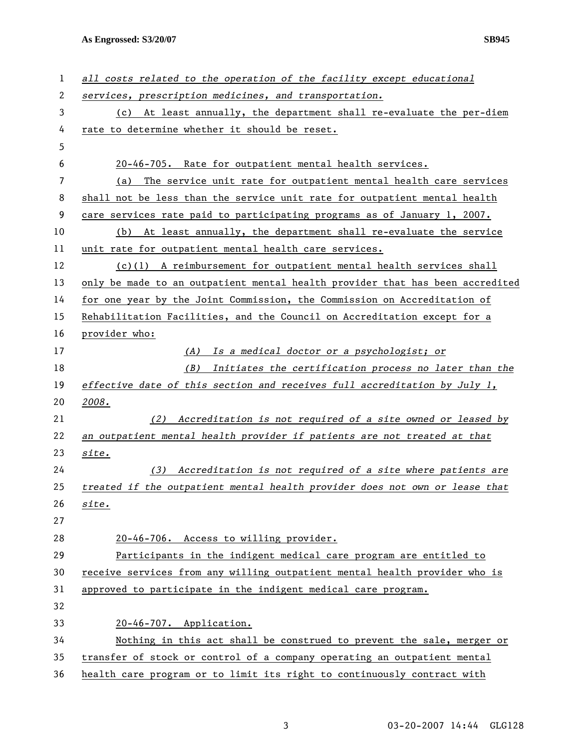*all costs related to the operation of the facility except educational services, prescription medicines, and transportation.*

(c) At least annually, the department shall re-evaluate the per-diem rate to determine whether it should be reset.

20-46-705. Rate for outpatient mental health services.

(a) The service unit rate for outpatient mental health care services shall not be less than the service unit rate for outpatient mental health care services rate paid to participating programs as of January 1, 2007.

(b) At least annually, the department shall re-evaluate the service unit rate for outpatient mental health care services.

(c)(1) A reimbursement for outpatient mental health services shall only be made to an outpatient mental health provider that has been accredited for one year by the Joint Commission, the Commission on Accreditation of Rehabilitation Facilities, and the Council on Accreditation except for a provider who:

*(A) Is a medical doctor or a psychologist; or*

*(B) Initiates the certification process no later than the effective date of this section and receives full accreditation by July 1, 2008.*

*(2) Accreditation is not required of a site owned or leased by an outpatient mental health provider if patients are not treated at that site.*

*(3) Accreditation is not required of a site where patients are treated if the outpatient mental health provider does not own or lease that site.*

20-46-706. Access to willing provider.

Participants in the indigent medical care program are entitled to receive services from any willing outpatient mental health provider who is approved to participate in the indigent medical care program.

20-46-707. Application.

Nothing in this act shall be construed to prevent the sale, merger or transfer of stock or control of a company operating an outpatient mental health care program or to limit its right to continuously contract with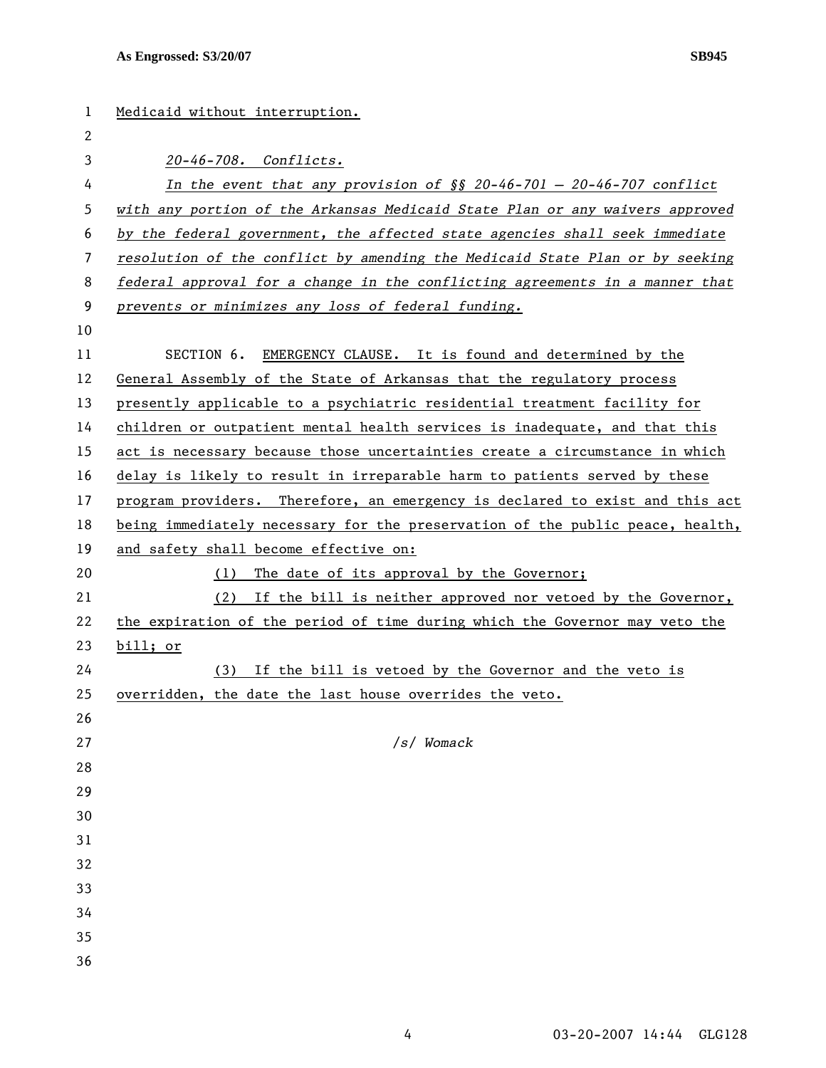Medicaid without interruption.

*20-46-708. Conflicts.*

*In the event that any provision of §§ 20-46-701 – 20-46-707 conflict with any portion of the Arkansas Medicaid State Plan or any waivers approved by the federal government, the affected state agencies shall seek immediate resolution of the conflict by amending the Medicaid State Plan or by seeking federal approval for a change in the conflicting agreements in a manner that prevents or minimizes any loss of federal funding.*

SECTION 6. EMERGENCY CLAUSE. It is found and determined by the General Assembly of the State of Arkansas that the regulatory process presently applicable to a psychiatric residential treatment facility for children or outpatient mental health services is inadequate, and that this act is necessary because those uncertainties create a circumstance in which delay is likely to result in irreparable harm to patients served by these program providers. Therefore, an emergency is declared to exist and this act being immediately necessary for the preservation of the public peace, health, and safety shall become effective on:

(1) The date of its approval by the Governor;

(2) If the bill is neither approved nor vetoed by the Governor, the expiration of the period of time during which the Governor may veto the bill; or

(3) If the bill is vetoed by the Governor and the veto is overridden, the date the last house overrides the veto.

*/s/ Womack*